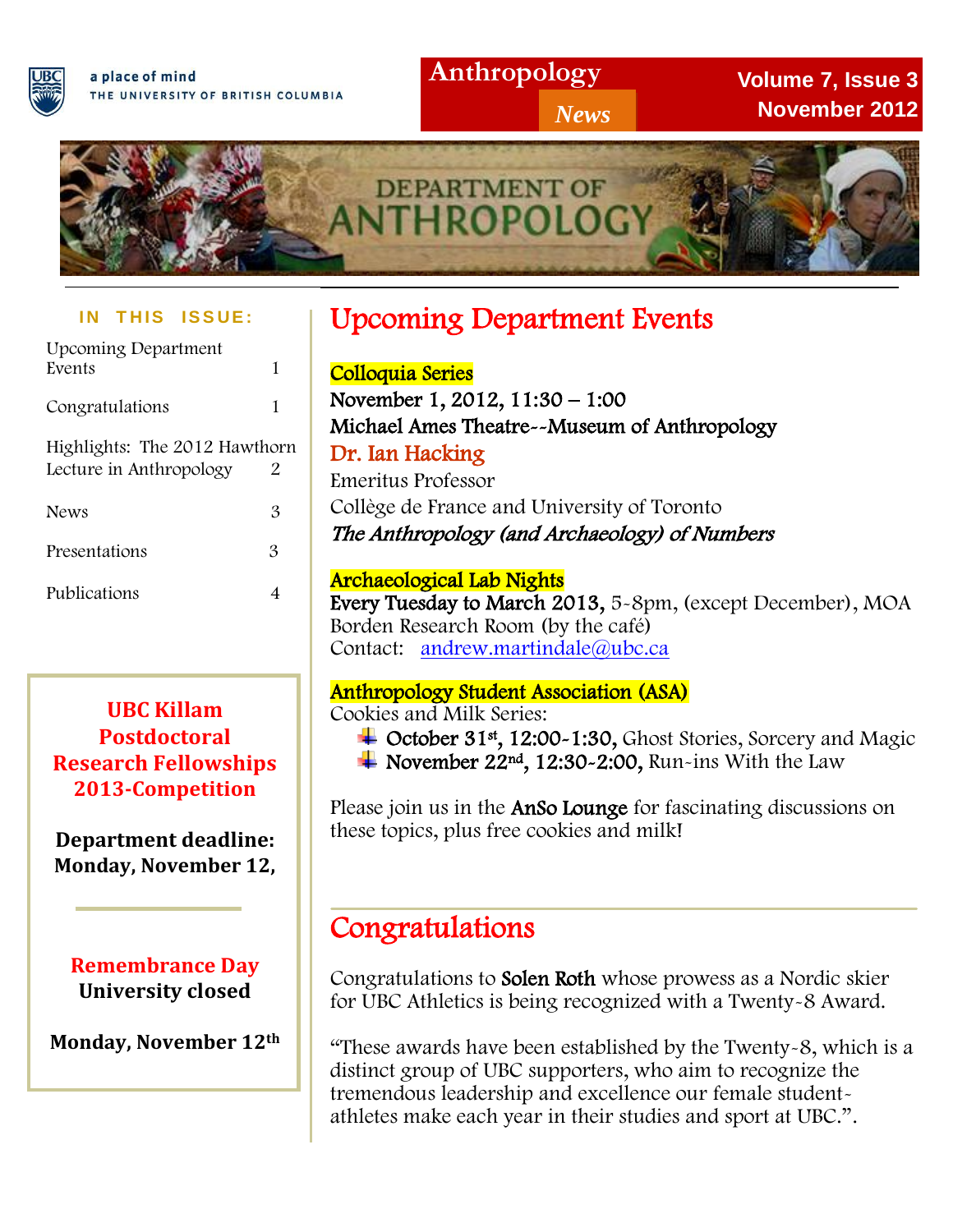a place of mind
THE UNIVERSITY OF BRITISH COLUMBIA

# Anthropology *News*

**Volume 7, Issue 3**
**November 2012**

DEPARTMENT OF ANTHROPOLOGY

**IN THIS ISSUE:**

| | |
|---|---|
| Upcoming Department Events | 1 |
| Congratulations | 1 |
| Highlights: The 2012 Hawthorn Lecture in Anthropology | 2 |
| News | 3 |
| Presentations | 3 |
| Publications | 4 |

**UBC Killam Postdoctoral Research Fellowships 2013-Competition**

**Department deadline: Monday, November 12,**

**Remembrance Day**
**University closed**

**Monday, November 12th**

## Upcoming Department Events

**Colloquia Series**
**November 1, 2012, 11:30 – 1:00**
**Michael Ames Theatre--Museum of Anthropology**
Dr. Ian Hacking
Emeritus Professor
Collège de France and University of Toronto
***The Anthropology (and Archaeology) of Numbers***

**Archaeological Lab Nights**
**Every Tuesday to March 2013,** 5-8pm, (except December), MOA Borden Research Room (by the café)
Contact: andrew.martindale@ubc.ca

**Anthropology Student Association (ASA)**
Cookies and Milk Series:

- **October 31st, 12:00-1:30,** Ghost Stories, Sorcery and Magic
- **November 22nd, 12:30-2:00,** Run-ins With the Law

Please join us in the **AnSo Lounge** for fascinating discussions on these topics, plus free cookies and milk!

## Congratulations

Congratulations to **Solen Roth** whose prowess as a Nordic skier for UBC Athletics is being recognized with a Twenty-8 Award.

"These awards have been established by the Twenty-8, which is a distinct group of UBC supporters, who aim to recognize the tremendous leadership and excellence our female student-athletes make each year in their studies and sport at UBC.".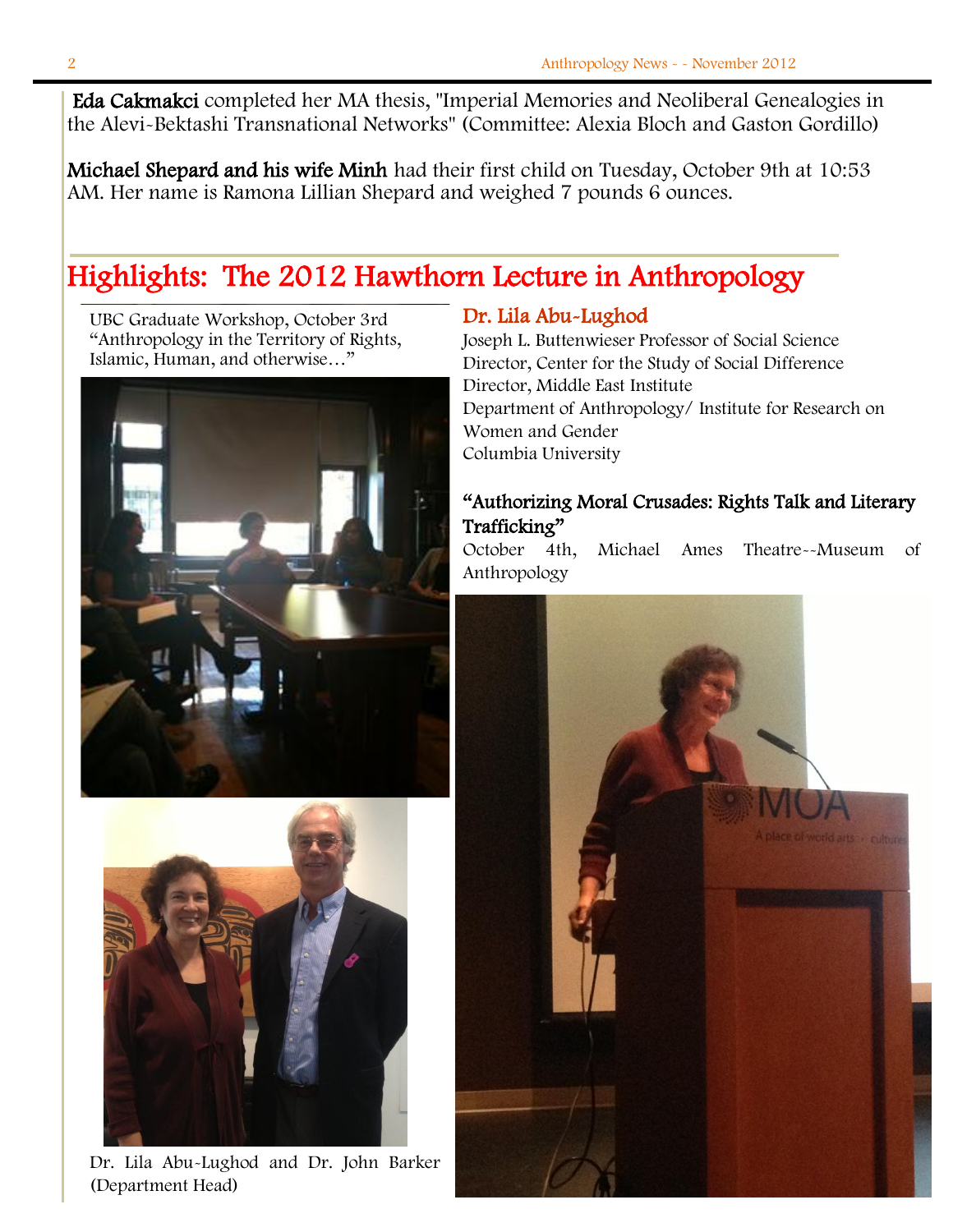**Eda Cakmakci** completed her MA thesis, "Imperial Memories and Neoliberal Genealogies in the Alevi-Bektashi Transnational Networks" (Committee: Alexia Bloch and Gaston Gordillo)

**Michael Shepard and his wife Minh** had their first child on Tuesday, October 9th at 10:53 AM. Her name is Ramona Lillian Shepard and weighed 7 pounds 6 ounces.

# Highlights: The 2012 Hawthorn Lecture in Anthropology

UBC Graduate Workshop, October 3rd
"Anthropology in the Territory of Rights, Islamic, Human, and otherwise…"

## Dr. Lila Abu-Lughod

Joseph L. Buttenwieser Professor of Social Science
Director, Center for the Study of Social Difference
Director, Middle East Institute
Department of Anthropology/ Institute for Research on Women and Gender
Columbia University

### "Authorizing Moral Crusades: Rights Talk and Literary Trafficking"

October 4th, Michael Ames Theatre--Museum of Anthropology

Dr. Lila Abu-Lughod and Dr. John Barker (Department Head)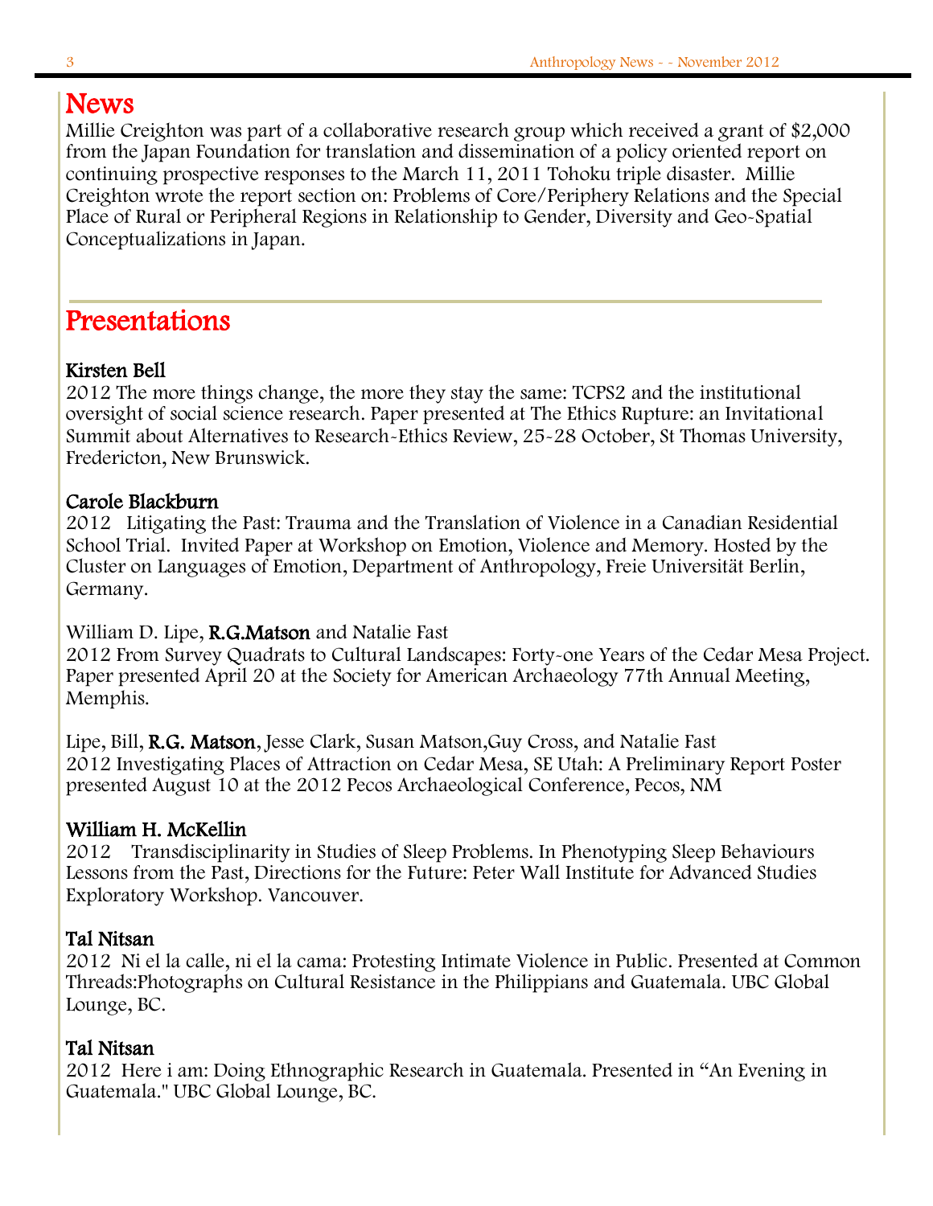# News

Millie Creighton was part of a collaborative research group which received a grant of $2,000 from the Japan Foundation for translation and dissemination of a policy oriented report on continuing prospective responses to the March 11, 2011 Tohoku triple disaster. Millie Creighton wrote the report section on: Problems of Core/Periphery Relations and the Special Place of Rural or Peripheral Regions in Relationship to Gender, Diversity and Geo-Spatial Conceptualizations in Japan.

---

# Presentations

**Kirsten Bell**
2012 The more things change, the more they stay the same: TCPS2 and the institutional oversight of social science research. Paper presented at The Ethics Rupture: an Invitational Summit about Alternatives to Research-Ethics Review, 25-28 October, St Thomas University, Fredericton, New Brunswick.

**Carole Blackburn**
2012 Litigating the Past: Trauma and the Translation of Violence in a Canadian Residential School Trial. Invited Paper at Workshop on Emotion, Violence and Memory. Hosted by the Cluster on Languages of Emotion, Department of Anthropology, Freie Universität Berlin, Germany.

William D. Lipe, **R.G.Matson** and Natalie Fast
2012 From Survey Quadrats to Cultural Landscapes: Forty-one Years of the Cedar Mesa Project. Paper presented April 20 at the Society for American Archaeology 77th Annual Meeting, Memphis.

Lipe, Bill, **R.G. Matson**, Jesse Clark, Susan Matson,Guy Cross, and Natalie Fast
2012 Investigating Places of Attraction on Cedar Mesa, SE Utah: A Preliminary Report Poster presented August 10 at the 2012 Pecos Archaeological Conference, Pecos, NM

**William H. McKellin**
2012 Transdisciplinarity in Studies of Sleep Problems. In Phenotyping Sleep Behaviours Lessons from the Past, Directions for the Future: Peter Wall Institute for Advanced Studies Exploratory Workshop. Vancouver.

**Tal Nitsan**
2012 Ni el la calle, ni el la cama: Protesting Intimate Violence in Public. Presented at Common Threads:Photographs on Cultural Resistance in the Philippians and Guatemala. UBC Global Lounge, BC.

**Tal Nitsan**
2012 Here i am: Doing Ethnographic Research in Guatemala. Presented in "An Evening in Guatemala." UBC Global Lounge, BC.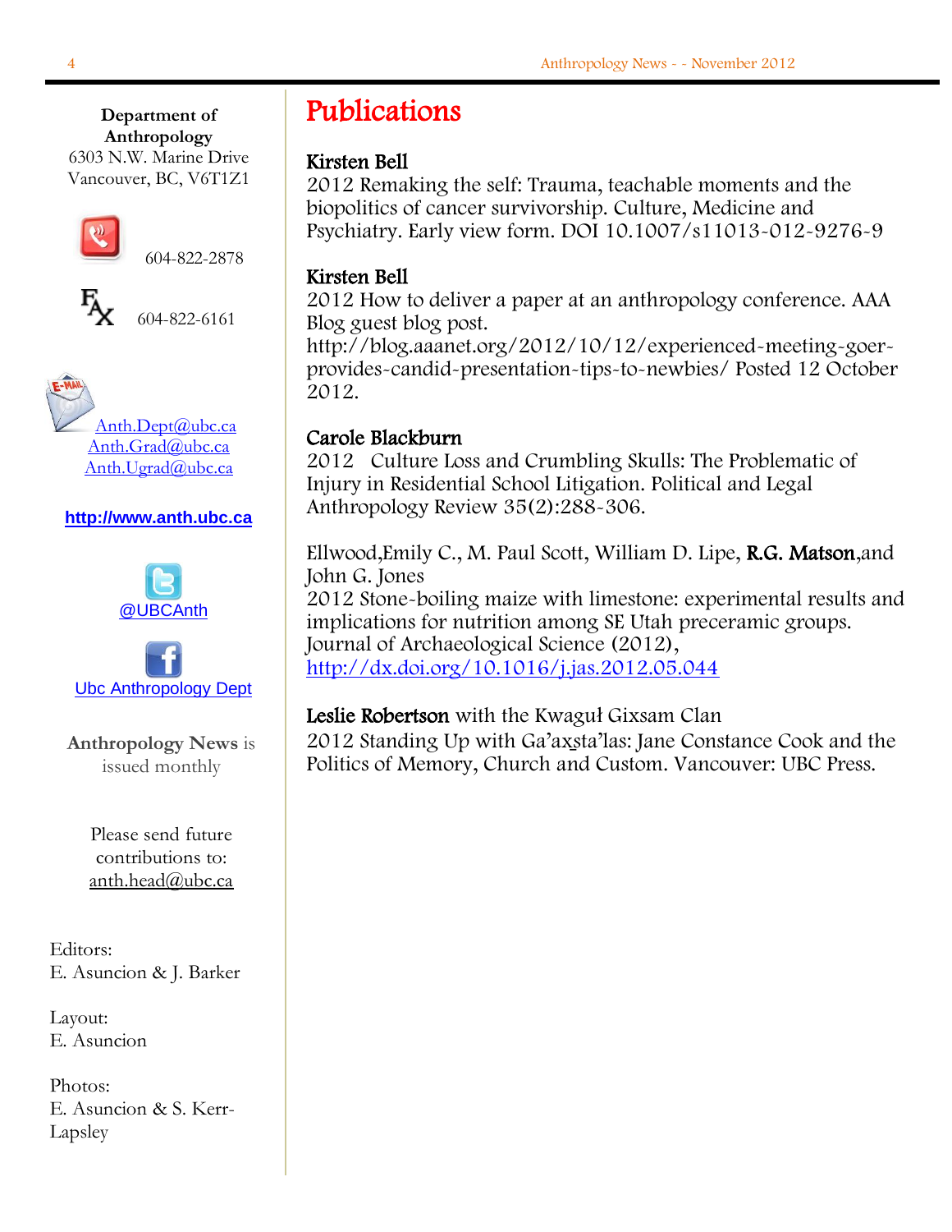**Department of Anthropology**
6303 N.W. Marine Drive
Vancouver, BC, V6T1Z1

604-822-2878

604-822-6161

Anth.Dept@ubc.ca
Anth.Grad@ubc.ca
Anth.Ugrad@ubc.ca

http://www.anth.ubc.ca

@UBCAnth

Ubc Anthropology Dept

**Anthropology News** is issued monthly

Please send future contributions to:
anth.head@ubc.ca

Editors:
E. Asuncion & J. Barker

Layout:
E. Asuncion

Photos:
E. Asuncion & S. Kerr-Lapsley

# Publications

**Kirsten Bell**
2012 Remaking the self: Trauma, teachable moments and the biopolitics of cancer survivorship. Culture, Medicine and Psychiatry. Early view form. DOI 10.1007/s11013-012-9276-9

**Kirsten Bell**
2012 How to deliver a paper at an anthropology conference. AAA Blog guest blog post. http://blog.aaanet.org/2012/10/12/experienced-meeting-goer-provides-candid-presentation-tips-to-newbies/ Posted 12 October 2012.

**Carole Blackburn**
2012 Culture Loss and Crumbling Skulls: The Problematic of Injury in Residential School Litigation. Political and Legal Anthropology Review 35(2):288-306.

Ellwood,Emily C., M. Paul Scott, William D. Lipe, **R.G. Matson**,and John G. Jones
2012 Stone-boiling maize with limestone: experimental results and implications for nutrition among SE Utah preceramic groups. Journal of Archaeological Science (2012), http://dx.doi.org/10.1016/j.jas.2012.05.044

**Leslie Robertson** with the Kwaguł Gixsam Clan
2012 Standing Up with Ga'axsta'las: Jane Constance Cook and the Politics of Memory, Church and Custom. Vancouver: UBC Press.